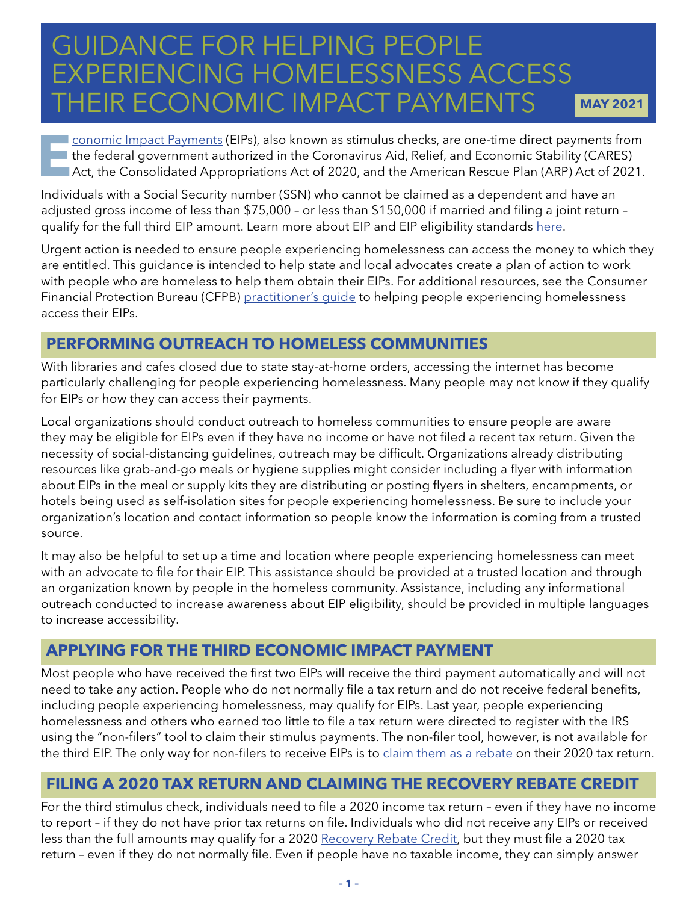# GUIDANCE FOR HELPING PEOPLE EXPERIENCING HOMELESSNESS ACCESS THEIR ECONOMIC IMPACT PAYMENTS

**MAY 2021**

Economic Impact Payments (EIPs), also known as stimulus checks, are one-time direct payments from the federal government authorized in the Coronavirus Aid, Relief, and Economic Stability (CARES) Act, the Consolidated Appropriations Act of 2020, and the American Rescue Plan (ARP) Act of 2021.

Individuals with a Social Security number (SSN) who cannot be claimed as a dependent and have an adjusted gross income of less than $75,000 – or less than $150,000 if married and filing a joint return – qualify for the full third EIP amount. Learn more about EIP and EIP eligibility standards here.

Urgent action is needed to ensure people experiencing homelessness can access the money to which they are entitled. This guidance is intended to help state and local advocates create a plan of action to work with people who are homeless to help them obtain their EIPs. For additional resources, see the Consumer Financial Protection Bureau (CFPB) practitioner's guide to helping people experiencing homelessness access their EIPs.

## PERFORMING OUTREACH TO HOMELESS COMMUNITIES

With libraries and cafes closed due to state stay-at-home orders, accessing the internet has become particularly challenging for people experiencing homelessness. Many people may not know if they qualify for EIPs or how they can access their payments.

Local organizations should conduct outreach to homeless communities to ensure people are aware they may be eligible for EIPs even if they have no income or have not filed a recent tax return. Given the necessity of social-distancing guidelines, outreach may be difficult. Organizations already distributing resources like grab-and-go meals or hygiene supplies might consider including a flyer with information about EIPs in the meal or supply kits they are distributing or posting flyers in shelters, encampments, or hotels being used as self-isolation sites for people experiencing homelessness. Be sure to include your organization's location and contact information so people know the information is coming from a trusted source.

It may also be helpful to set up a time and location where people experiencing homelessness can meet with an advocate to file for their EIP. This assistance should be provided at a trusted location and through an organization known by people in the homeless community. Assistance, including any informational outreach conducted to increase awareness about EIP eligibility, should be provided in multiple languages to increase accessibility.

## APPLYING FOR THE THIRD ECONOMIC IMPACT PAYMENT

Most people who have received the first two EIPs will receive the third payment automatically and will not need to take any action. People who do not normally file a tax return and do not receive federal benefits, including people experiencing homelessness, may qualify for EIPs. Last year, people experiencing homelessness and others who earned too little to file a tax return were directed to register with the IRS using the "non-filers" tool to claim their stimulus payments. The non-filer tool, however, is not available for the third EIP. The only way for non-filers to receive EIPs is to claim them as a rebate on their 2020 tax return.

## FILING A 2020 TAX RETURN AND CLAIMING THE RECOVERY REBATE CREDIT

For the third stimulus check, individuals need to file a 2020 income tax return – even if they have no income to report – if they do not have prior tax returns on file. Individuals who did not receive any EIPs or received less than the full amounts may qualify for a 2020 Recovery Rebate Credit, but they must file a 2020 tax return – even if they do not normally file. Even if people have no taxable income, they can simply answer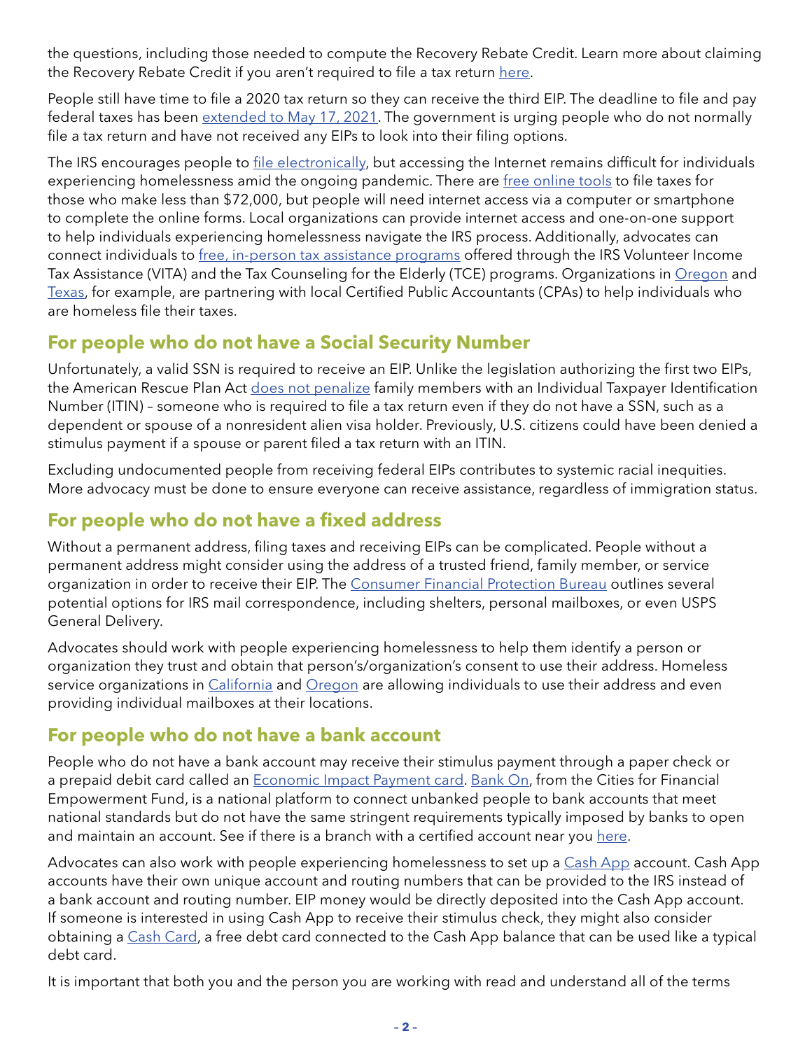the questions, including those needed to compute the Recovery Rebate Credit. Learn more about claiming the Recovery Rebate Credit if you aren't required to file a tax return here.

People still have time to file a 2020 tax return so they can receive the third EIP. The deadline to file and pay federal taxes has been extended to May 17, 2021. The government is urging people who do not normally file a tax return and have not received any EIPs to look into their filing options.

The IRS encourages people to file electronically, but accessing the Internet remains difficult for individuals experiencing homelessness amid the ongoing pandemic. There are free online tools to file taxes for those who make less than $72,000, but people will need internet access via a computer or smartphone to complete the online forms. Local organizations can provide internet access and one-on-one support to help individuals experiencing homelessness navigate the IRS process. Additionally, advocates can connect individuals to free, in-person tax assistance programs offered through the IRS Volunteer Income Tax Assistance (VITA) and the Tax Counseling for the Elderly (TCE) programs. Organizations in Oregon and Texas, for example, are partnering with local Certified Public Accountants (CPAs) to help individuals who are homeless file their taxes.

## For people who do not have a Social Security Number

Unfortunately, a valid SSN is required to receive an EIP. Unlike the legislation authorizing the first two EIPs, the American Rescue Plan Act does not penalize family members with an Individual Taxpayer Identification Number (ITIN) – someone who is required to file a tax return even if they do not have a SSN, such as a dependent or spouse of a nonresident alien visa holder. Previously, U.S. citizens could have been denied a stimulus payment if a spouse or parent filed a tax return with an ITIN.

Excluding undocumented people from receiving federal EIPs contributes to systemic racial inequities. More advocacy must be done to ensure everyone can receive assistance, regardless of immigration status.

## For people who do not have a fixed address

Without a permanent address, filing taxes and receiving EIPs can be complicated. People without a permanent address might consider using the address of a trusted friend, family member, or service organization in order to receive their EIP. The Consumer Financial Protection Bureau outlines several potential options for IRS mail correspondence, including shelters, personal mailboxes, or even USPS General Delivery.

Advocates should work with people experiencing homelessness to help them identify a person or organization they trust and obtain that person's/organization's consent to use their address. Homeless service organizations in California and Oregon are allowing individuals to use their address and even providing individual mailboxes at their locations.

## For people who do not have a bank account

People who do not have a bank account may receive their stimulus payment through a paper check or a prepaid debit card called an Economic Impact Payment card. Bank On, from the Cities for Financial Empowerment Fund, is a national platform to connect unbanked people to bank accounts that meet national standards but do not have the same stringent requirements typically imposed by banks to open and maintain an account. See if there is a branch with a certified account near you here.

Advocates can also work with people experiencing homelessness to set up a Cash App account. Cash App accounts have their own unique account and routing numbers that can be provided to the IRS instead of a bank account and routing number. EIP money would be directly deposited into the Cash App account. If someone is interested in using Cash App to receive their stimulus check, they might also consider obtaining a Cash Card, a free debt card connected to the Cash App balance that can be used like a typical debt card.

It is important that both you and the person you are working with read and understand all of the terms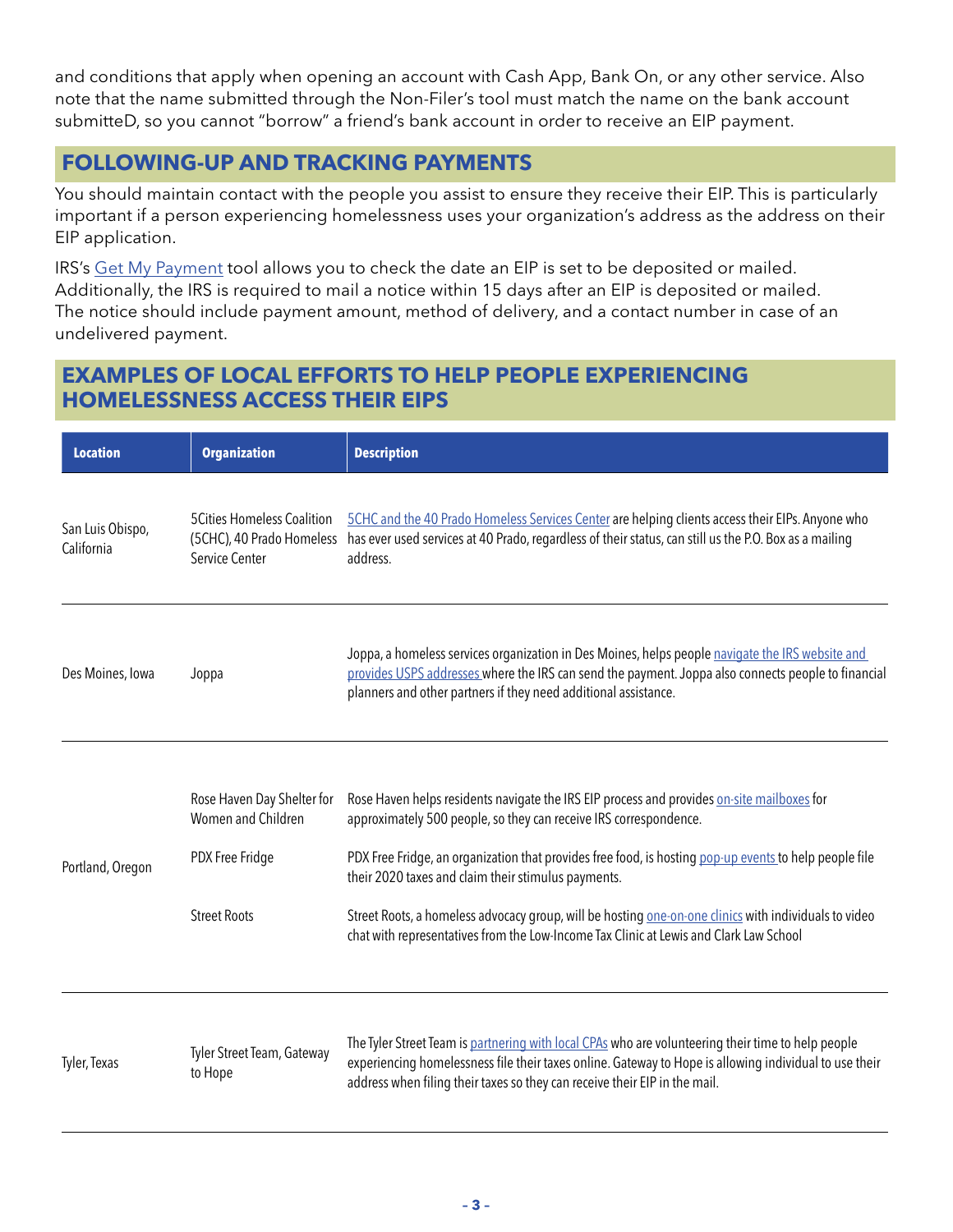and conditions that apply when opening an account with Cash App, Bank On, or any other service. Also note that the name submitted through the Non-Filer's tool must match the name on the bank account submitteD, so you cannot "borrow" a friend's bank account in order to receive an EIP payment.

## FOLLOWING-UP AND TRACKING PAYMENTS

You should maintain contact with the people you assist to ensure they receive their EIP. This is particularly important if a person experiencing homelessness uses your organization's address as the address on their EIP application.

IRS's Get My Payment tool allows you to check the date an EIP is set to be deposited or mailed. Additionally, the IRS is required to mail a notice within 15 days after an EIP is deposited or mailed. The notice should include payment amount, method of delivery, and a contact number in case of an undelivered payment.

## EXAMPLES OF LOCAL EFFORTS TO HELP PEOPLE EXPERIENCING HOMELESSNESS ACCESS THEIR EIPS

| Location | Organization | Description |
|---|---|---|
| San Luis Obispo, California | 5Cities Homeless Coalition (5CHC), 40 Prado Homeless Service Center | 5CHC and the 40 Prado Homeless Services Center are helping clients access their EIPs. Anyone who has ever used services at 40 Prado, regardless of their status, can still us the P.O. Box as a mailing address. |
| Des Moines, Iowa | Joppa | Joppa, a homeless services organization in Des Moines, helps people navigate the IRS website and provides USPS addresses where the IRS can send the payment. Joppa also connects people to financial planners and other partners if they need additional assistance. |
| Portland, Oregon | Rose Haven Day Shelter for Women and Children | Rose Haven helps residents navigate the IRS EIP process and provides on-site mailboxes for approximately 500 people, so they can receive IRS correspondence. |
| | PDX Free Fridge | PDX Free Fridge, an organization that provides free food, is hosting pop-up events to help people file their 2020 taxes and claim their stimulus payments. |
| | Street Roots | Street Roots, a homeless advocacy group, will be hosting one-on-one clinics with individuals to video chat with representatives from the Low-Income Tax Clinic at Lewis and Clark Law School |
| Tyler, Texas | Tyler Street Team, Gateway to Hope | The Tyler Street Team is partnering with local CPAs who are volunteering their time to help people experiencing homelessness file their taxes online. Gateway to Hope is allowing individual to use their address when filing their taxes so they can receive their EIP in the mail. |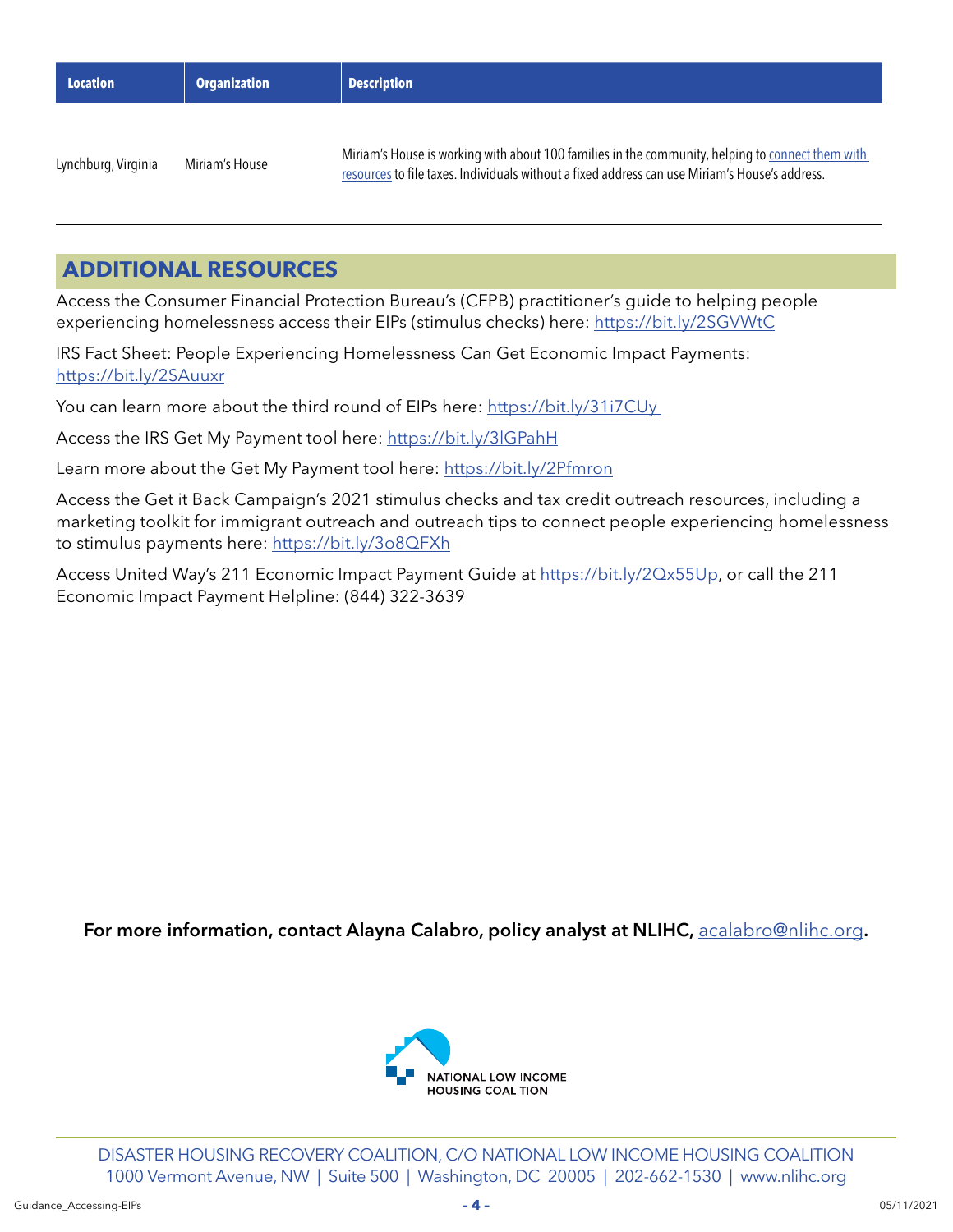| Location | Organization | Description |
|---|---|---|
| Lynchburg, Virginia | Miriam's House | Miriam's House is working with about 100 families in the community, helping to connect them with resources to file taxes. Individuals without a fixed address can use Miriam's House's address. |

## ADDITIONAL RESOURCES

Access the Consumer Financial Protection Bureau's (CFPB) practitioner's guide to helping people experiencing homelessness access their EIPs (stimulus checks) here: https://bit.ly/2SGVWtC

IRS Fact Sheet: People Experiencing Homelessness Can Get Economic Impact Payments: https://bit.ly/2SAuuxr

You can learn more about the third round of EIPs here: https://bit.ly/31i7CUy

Access the IRS Get My Payment tool here: https://bit.ly/3lGPahH

Learn more about the Get My Payment tool here: https://bit.ly/2Pfmron

Access the Get it Back Campaign's 2021 stimulus checks and tax credit outreach resources, including a marketing toolkit for immigrant outreach and outreach tips to connect people experiencing homelessness to stimulus payments here: https://bit.ly/3o8QFXh

Access United Way's 211 Economic Impact Payment Guide at https://bit.ly/2Qx55Up, or call the 211 Economic Impact Payment Helpline: (844) 322-3639

**For more information, contact Alayna Calabro, policy analyst at NLIHC, acalabro@nlihc.org.**

NATIONAL LOW INCOME HOUSING COALITION

DISASTER HOUSING RECOVERY COALITION, C/O NATIONAL LOW INCOME HOUSING COALITION
1000 Vermont Avenue, NW | Suite 500 | Washington, DC 20005 | 202-662-1530 | www.nlihc.org